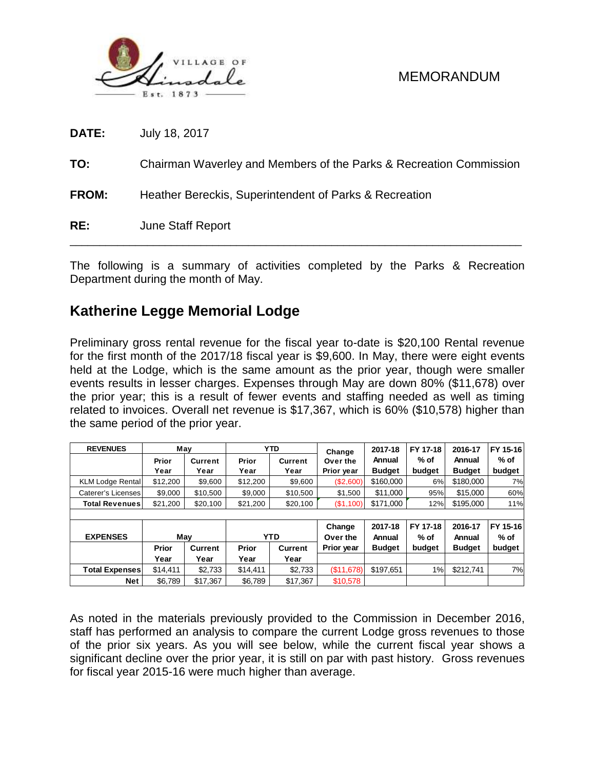VILLAGE OF Hinsdale Est. 1873

MEMORANDUM

**DATE:** July 18, 2017

**TO:** Chairman Waverley and Members of the Parks & Recreation Commission

**FROM:** Heather Bereckis, Superintendent of Parks & Recreation

**RE:** June Staff Report

---

The following is a summary of activities completed by the Parks & Recreation Department during the month of May.

## Katherine Legge Memorial Lodge

Preliminary gross rental revenue for the fiscal year to-date is $20,100 Rental revenue for the first month of the 2017/18 fiscal year is $9,600. In May, there were eight events held at the Lodge, which is the same amount as the prior year, though were smaller events results in lesser charges. Expenses through May are down 80% ($11,678) over the prior year; this is a result of fewer events and staffing needed as well as timing related to invoices. Overall net revenue is $17,367, which is 60% ($10,578) higher than the same period of the prior year.

| REVENUES | May | | YTD | | Change Over the Prior year | 2017-18 Annual Budget | FY 17-18 % of budget | 2016-17 Annual Budget | FY 15-16 % of budget |
|---|---|---|---|---|---|---|---|---|---|
| | Prior Year | Current Year | Prior Year | Current Year | | | | | |
| KLM Lodge Rental | $12,200 | $9,600 | $12,200 | $9,600 | ($2,600) | $160,000 | 6% | $180,000 | 7% |
| Caterer's Licenses | $9,000 | $10,500 | $9,000 | $10,500 | $1,500 | $11,000 | 95% | $15,000 | 60% |
| **Total Revenues** | $21,200 | $20,100 | $21,200 | $20,100 | ($1,100) | $171,000 | 12% | $195,000 | 11% |
| | | | | | | | | | |
| **EXPENSES** | May | | YTD | | Change Over the Prior year | 2017-18 Annual Budget | FY 17-18 % of budget | 2016-17 Annual Budget | FY 15-16 % of budget |
| | Prior Year | Current Year | Prior Year | Current Year | | | | | |
| **Total Expenses** | $14,411 | $2,733 | $14,411 | $2,733 | ($11,678) | $197,651 | 1% | $212,741 | 7% |
| **Net** | $6,789 | $17,367 | $6,789 | $17,367 | $10,578 | | | | |

As noted in the materials previously provided to the Commission in December 2016, staff has performed an analysis to compare the current Lodge gross revenues to those of the prior six years. As you will see below, while the current fiscal year shows a significant decline over the prior year, it is still on par with past history. Gross revenues for fiscal year 2015-16 were much higher than average.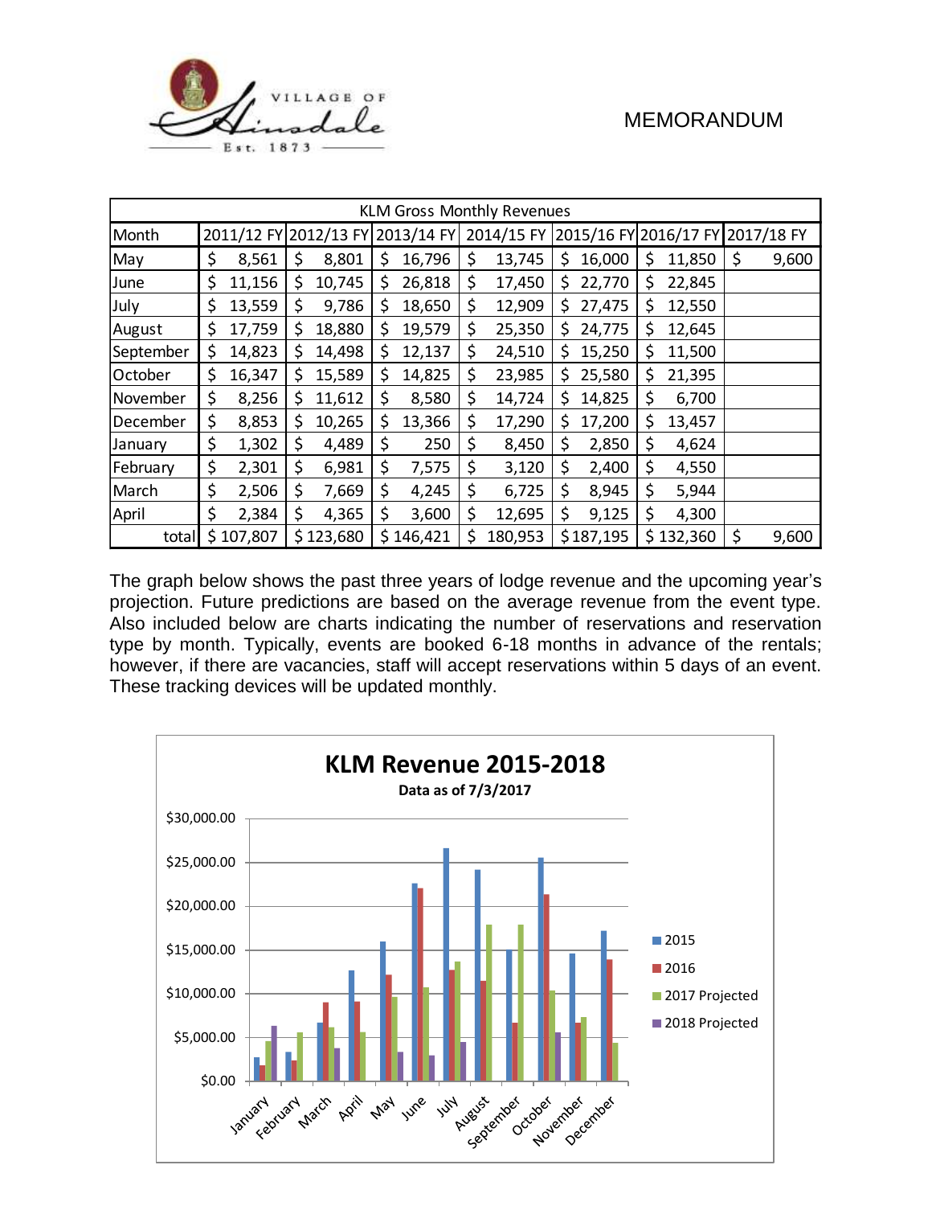MEMORANDUM

| KLM Gross Monthly Revenues | | | | | | | |
|---|---|---|---|---|---|---|---|
| Month | 2011/12 FY | 2012/13 FY | 2013/14 FY | 2014/15 FY | 2015/16 FY | 2016/17 FY | 2017/18 FY |
| May | $ 8,561 | $ 8,801 | $ 16,796 | $ 13,745 | $ 16,000 | $ 11,850 | $ 9,600 |
| June | $ 11,156 | $ 10,745 | $ 26,818 | $ 17,450 | $ 22,770 | $ 22,845 | |
| July | $ 13,559 | $ 9,786 | $ 18,650 | $ 12,909 | $ 27,475 | $ 12,550 | |
| August | $ 17,759 | $ 18,880 | $ 19,579 | $ 25,350 | $ 24,775 | $ 12,645 | |
| September | $ 14,823 | $ 14,498 | $ 12,137 | $ 24,510 | $ 15,250 | $ 11,500 | |
| October | $ 16,347 | $ 15,589 | $ 14,825 | $ 23,985 | $ 25,580 | $ 21,395 | |
| November | $ 8,256 | $ 11,612 | $ 8,580 | $ 14,724 | $ 14,825 | $ 6,700 | |
| December | $ 8,853 | $ 10,265 | $ 13,366 | $ 17,290 | $ 17,200 | $ 13,457 | |
| January | $ 1,302 | $ 4,489 | $ 250 | $ 8,450 | $ 2,850 | $ 4,624 | |
| February | $ 2,301 | $ 6,981 | $ 7,575 | $ 3,120 | $ 2,400 | $ 4,550 | |
| March | $ 2,506 | $ 7,669 | $ 4,245 | $ 6,725 | $ 8,945 | $ 5,944 | |
| April | $ 2,384 | $ 4,365 | $ 3,600 | $ 12,695 | $ 9,125 | $ 4,300 | |
| total | $ 107,807 | $ 123,680 | $ 146,421 | $ 180,953 | $ 187,195 | $ 132,360 | $ 9,600 |

The graph below shows the past three years of lodge revenue and the upcoming year's projection. Future predictions are based on the average revenue from the event type. Also included below are charts indicating the number of reservations and reservation type by month. Typically, events are booked 6-18 months in advance of the rentals; however, if there are vacancies, staff will accept reservations within 5 days of an event. These tracking devices will be updated monthly.

**KLM Revenue 2015-2018**

**Data as of 7/3/2017**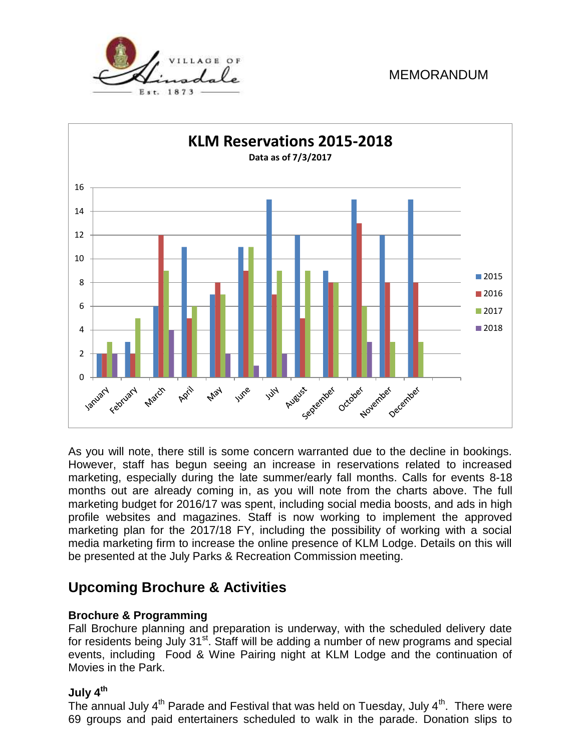**KLM Reservations 2015-2018**

**Data as of 7/3/2017**

| Month | 2015 | 2016 | 2017 | 2018 |
|---|---|---|---|---|
| January | 2 | 2 | 3 | 2 |
| February | 3 | 2 | 5 | |
| March | 6 | 12 | 9 | 4 |
| April | 11 | 5 | 6 | |
| May | 7 | 8 | 7 | 2 |
| June | 11 | 9 | 11 | 1 |
| July | 15 | 7 | 9 | 2 |
| August | 12 | 5 | 9 | |
| September | 9 | 8 | 8 | |
| October | 15 | 13 | 6 | 3 |
| November | 12 | 8 | 3 | |
| December | 15 | 8 | 3 | |

As you will note, there still is some concern warranted due to the decline in bookings. However, staff has begun seeing an increase in reservations related to increased marketing, especially during the late summer/early fall months. Calls for events 8-18 months out are already coming in, as you will note from the charts above. The full marketing budget for 2016/17 was spent, including social media boosts, and ads in high profile websites and magazines. Staff is now working to implement the approved marketing plan for the 2017/18 FY, including the possibility of working with a social media marketing firm to increase the online presence of KLM Lodge. Details on this will be presented at the July Parks & Recreation Commission meeting.

## Upcoming Brochure & Activities

### Brochure & Programming

Fall Brochure planning and preparation is underway, with the scheduled delivery date for residents being July 31st. Staff will be adding a number of new programs and special events, including Food & Wine Pairing night at KLM Lodge and the continuation of Movies in the Park.

### July 4th

The annual July 4th Parade and Festival that was held on Tuesday, July 4th. There were 69 groups and paid entertainers scheduled to walk in the parade. Donation slips to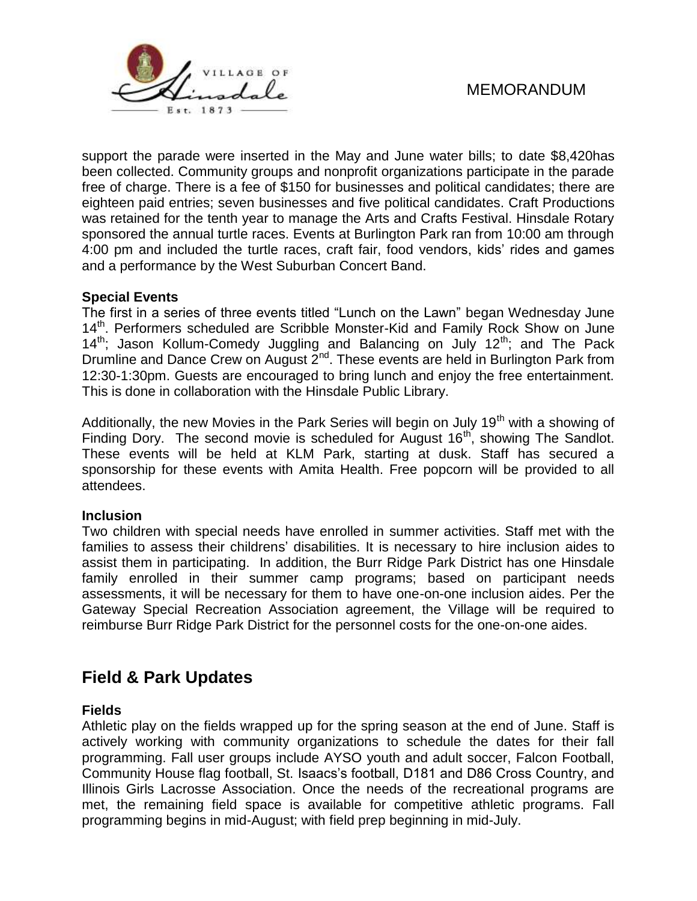support the parade were inserted in the May and June water bills; to date $8,420has been collected. Community groups and nonprofit organizations participate in the parade free of charge. There is a fee of $150 for businesses and political candidates; there are eighteen paid entries; seven businesses and five political candidates. Craft Productions was retained for the tenth year to manage the Arts and Crafts Festival. Hinsdale Rotary sponsored the annual turtle races. Events at Burlington Park ran from 10:00 am through 4:00 pm and included the turtle races, craft fair, food vendors, kids' rides and games and a performance by the West Suburban Concert Band.

**Special Events**

The first in a series of three events titled "Lunch on the Lawn" began Wednesday June 14th. Performers scheduled are Scribble Monster-Kid and Family Rock Show on June 14th; Jason Kollum-Comedy Juggling and Balancing on July 12th; and The Pack Drumline and Dance Crew on August 2nd. These events are held in Burlington Park from 12:30-1:30pm. Guests are encouraged to bring lunch and enjoy the free entertainment. This is done in collaboration with the Hinsdale Public Library.

Additionally, the new Movies in the Park Series will begin on July 19th with a showing of Finding Dory. The second movie is scheduled for August 16th, showing The Sandlot. These events will be held at KLM Park, starting at dusk. Staff has secured a sponsorship for these events with Amita Health. Free popcorn will be provided to all attendees.

**Inclusion**

Two children with special needs have enrolled in summer activities. Staff met with the families to assess their childrens' disabilities. It is necessary to hire inclusion aides to assist them in participating. In addition, the Burr Ridge Park District has one Hinsdale family enrolled in their summer camp programs; based on participant needs assessments, it will be necessary for them to have one-on-one inclusion aides. Per the Gateway Special Recreation Association agreement, the Village will be required to reimburse Burr Ridge Park District for the personnel costs for the one-on-one aides.

## Field & Park Updates

**Fields**

Athletic play on the fields wrapped up for the spring season at the end of June. Staff is actively working with community organizations to schedule the dates for their fall programming. Fall user groups include AYSO youth and adult soccer, Falcon Football, Community House flag football, St. Isaacs's football, D181 and D86 Cross Country, and Illinois Girls Lacrosse Association. Once the needs of the recreational programs are met, the remaining field space is available for competitive athletic programs. Fall programming begins in mid-August; with field prep beginning in mid-July.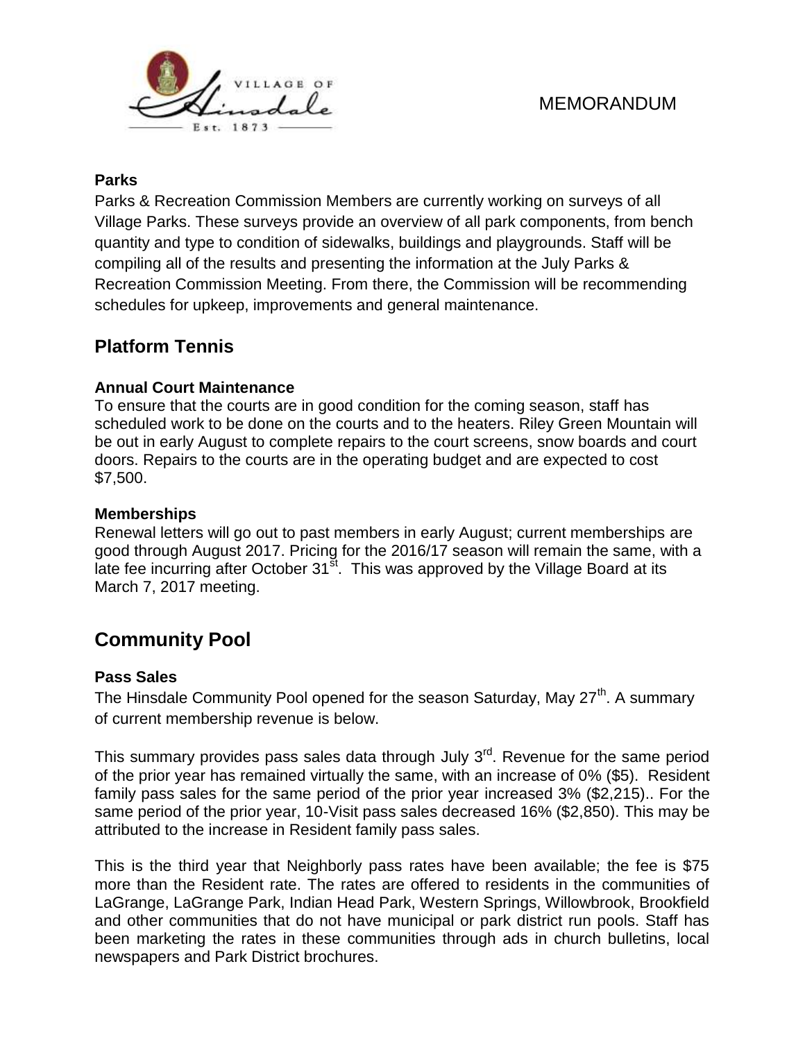MEMORANDUM

### Parks

Parks & Recreation Commission Members are currently working on surveys of all Village Parks. These surveys provide an overview of all park components, from bench quantity and type to condition of sidewalks, buildings and playgrounds. Staff will be compiling all of the results and presenting the information at the July Parks & Recreation Commission Meeting. From there, the Commission will be recommending schedules for upkeep, improvements and general maintenance.

## Platform Tennis

### Annual Court Maintenance

To ensure that the courts are in good condition for the coming season, staff has scheduled work to be done on the courts and to the heaters. Riley Green Mountain will be out in early August to complete repairs to the court screens, snow boards and court doors. Repairs to the courts are in the operating budget and are expected to cost $7,500.

### Memberships

Renewal letters will go out to past members in early August; current memberships are good through August 2017. Pricing for the 2016/17 season will remain the same, with a late fee incurring after October 31st. This was approved by the Village Board at its March 7, 2017 meeting.

## Community Pool

### Pass Sales

The Hinsdale Community Pool opened for the season Saturday, May 27th. A summary of current membership revenue is below.

This summary provides pass sales data through July 3rd. Revenue for the same period of the prior year has remained virtually the same, with an increase of 0% ($5). Resident family pass sales for the same period of the prior year increased 3% ($2,215).. For the same period of the prior year, 10-Visit pass sales decreased 16% ($2,850). This may be attributed to the increase in Resident family pass sales.

This is the third year that Neighborly pass rates have been available; the fee is $75 more than the Resident rate. The rates are offered to residents in the communities of LaGrange, LaGrange Park, Indian Head Park, Western Springs, Willowbrook, Brookfield and other communities that do not have municipal or park district run pools. Staff has been marketing the rates in these communities through ads in church bulletins, local newspapers and Park District brochures.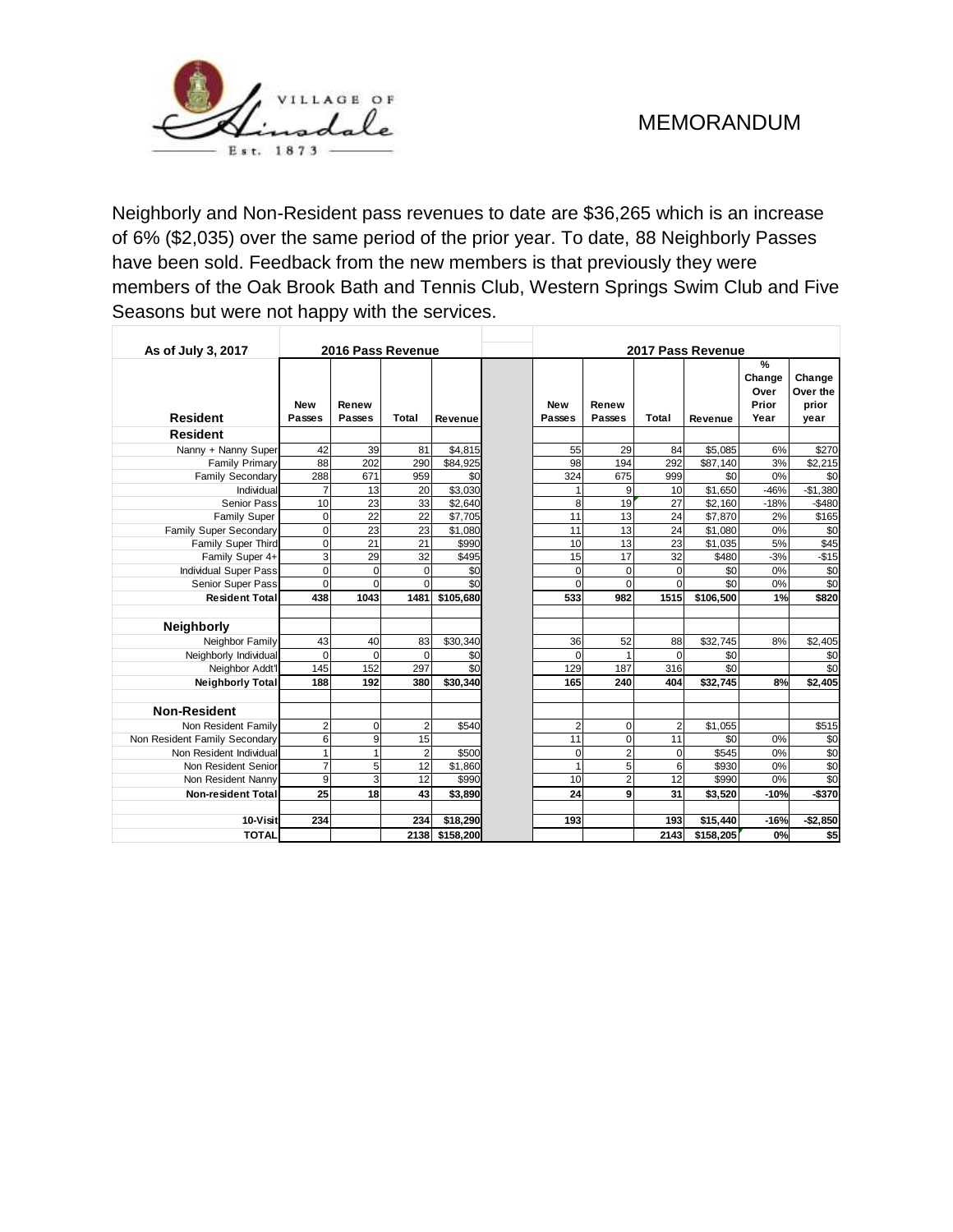# MEMORANDUM

Neighborly and Non-Resident pass revenues to date are $36,265 which is an increase of 6% ($2,035) over the same period of the prior year. To date, 88 Neighborly Passes have been sold. Feedback from the new members is that previously they were members of the Oak Brook Bath and Tennis Club, Western Springs Swim Club and Five Seasons but were not happy with the services.

| As of July 3, 2017 | 2016 Pass Revenue | | | | | 2017 Pass Revenue | | | | | |
|---|---|---|---|---|---|---|---|---|---|---|---|
| **Resident** | **New Passes** | **Renew Passes** | **Total** | **Revenue** | | **New Passes** | **Renew Passes** | **Total** | **Revenue** | **% Change Over Prior Year** | **Change Over the prior year** |
| **Resident** | | | | | | | | | | | |
| Nanny + Nanny Super | 42 | 39 | 81 | $4,815 | | 55 | 29 | 84 | $5,085 | 6% | $270 |
| Family Primary | 88 | 202 | 290 | $84,925 | | 98 | 194 | 292 | $87,140 | 3% | $2,215 |
| Family Secondary | 288 | 671 | 959 | $0 | | 324 | 675 | 999 | $0 | 0% | $0 |
| Individual | 7 | 13 | 20 | $3,030 | | 1 | 9 | 10 | $1,650 | -46% | -$1,380 |
| Senior Pass | 10 | 23 | 33 | $2,640 | | 8 | 19 | 27 | $2,160 | -18% | -$480 |
| Family Super | 0 | 22 | 22 | $7,705 | | 11 | 13 | 24 | $7,870 | 2% | $165 |
| Family Super Secondary | 0 | 23 | 23 | $1,080 | | 11 | 13 | 24 | $1,080 | 0% | $0 |
| Family Super Third | 0 | 21 | 21 | $990 | | 10 | 13 | 23 | $1,035 | 5% | $45 |
| Family Super 4+ | 3 | 29 | 32 | $495 | | 15 | 17 | 32 | $480 | -3% | -$15 |
| Individual Super Pass | 0 | 0 | 0 | $0 | | 0 | 0 | 0 | $0 | 0% | $0 |
| Senior Super Pass | 0 | 0 | 0 | $0 | | 0 | 0 | 0 | $0 | 0% | $0 |
| **Resident Total** | **438** | **1043** | **1481** | **$105,680** | | **533** | **982** | **1515** | **$106,500** | **1%** | **$820** |
| | | | | | | | | | | | |
| **Neighborly** | | | | | | | | | | | |
| Neighbor Family | 43 | 40 | 83 | $30,340 | | 36 | 52 | 88 | $32,745 | 8% | $2,405 |
| Neighborly Individual | 0 | 0 | 0 | $0 | | 0 | 1 | 0 | $0 | | $0 |
| Neighbor Addt'l | 145 | 152 | 297 | $0 | | 129 | 187 | 316 | $0 | | $0 |
| **Neighborly Total** | **188** | **192** | **380** | **$30,340** | | **165** | **240** | **404** | **$32,745** | **8%** | **$2,405** |
| | | | | | | | | | | | |
| **Non-Resident** | | | | | | | | | | | |
| Non Resident Family | 2 | 0 | 2 | $540 | | 2 | 0 | 2 | $1,055 | | $515 |
| Non Resident Family Secondary | 6 | 9 | 15 | | | 11 | 0 | 11 | $0 | 0% | $0 |
| Non Resident Individual | 1 | 1 | 2 | $500 | | 0 | 2 | 0 | $545 | 0% | $0 |
| Non Resident Senior | 7 | 5 | 12 | $1,860 | | 1 | 5 | 6 | $930 | 0% | $0 |
| Non Resident Nanny | 9 | 3 | 12 | $990 | | 10 | 2 | 12 | $990 | 0% | $0 |
| **Non-resident Total** | **25** | **18** | **43** | **$3,890** | | **24** | **9** | **31** | **$3,520** | **-10%** | **-$370** |
| | | | | | | | | | | | |
| **10-Visit** | **234** | | **234** | **$18,290** | | **193** | | **193** | **$15,440** | **-16%** | **-$2,850** |
| **TOTAL** | | | **2138** | **$158,200** | | | | **2143** | **$158,205** | **0%** | **$5** |